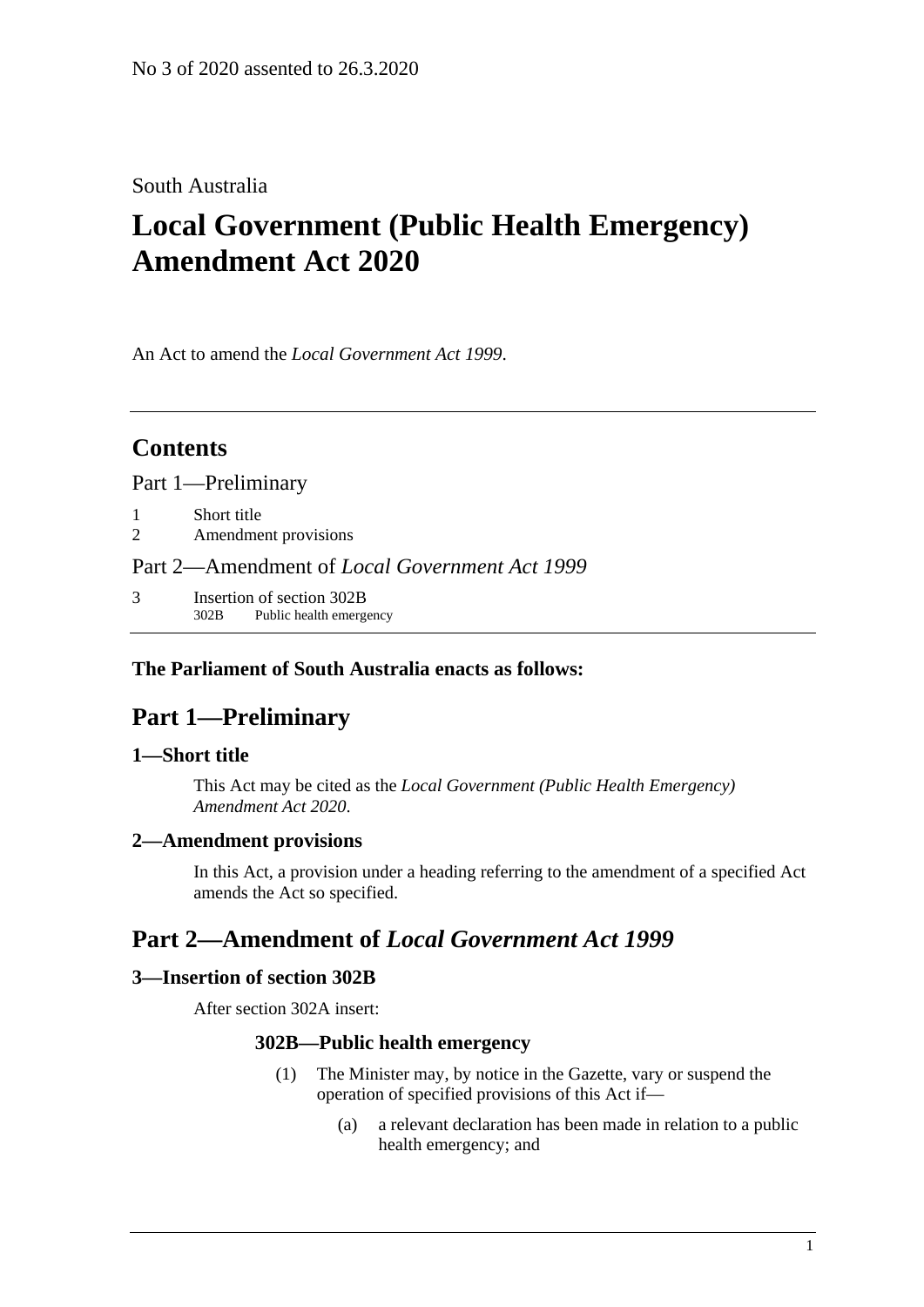No 3 of 2020 assented to 26.3.2020

South Australia

# Local Government (Public Health Emergency) Amendment Act 2020

An Act to amend the *Local Government Act 1999*.

---

## Contents

Part 1—Preliminary

1 Short title
2 Amendment provisions

Part 2—Amendment of *Local Government Act 1999*

3 Insertion of section 302B
 302B Public health emergency

---

**The Parliament of South Australia enacts as follows:**

## Part 1—Preliminary

### 1—Short title

This Act may be cited as the *Local Government (Public Health Emergency) Amendment Act 2020*.

### 2—Amendment provisions

In this Act, a provision under a heading referring to the amendment of a specified Act amends the Act so specified.

## Part 2—Amendment of *Local Government Act 1999*

### 3—Insertion of section 302B

After section 302A insert:

#### 302B—Public health emergency

(1) The Minister may, by notice in the Gazette, vary or suspend the operation of specified provisions of this Act if—

(a) a relevant declaration has been made in relation to a public health emergency; and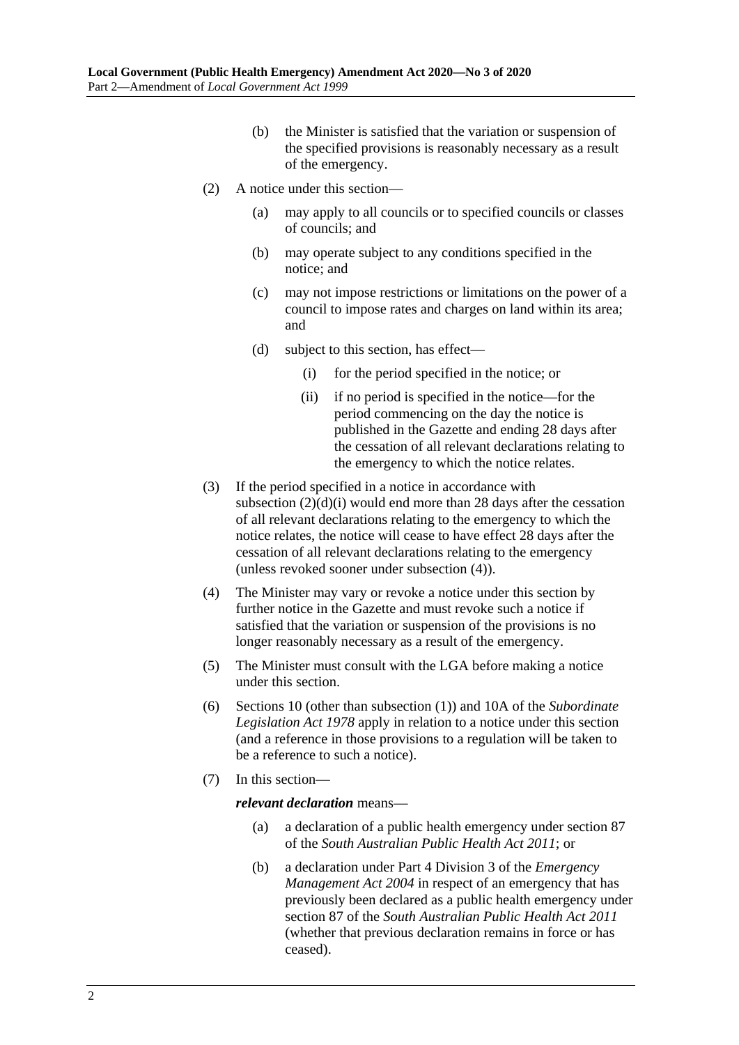(b) the Minister is satisfied that the variation or suspension of the specified provisions is reasonably necessary as a result of the emergency.

(2) A notice under this section—

(a) may apply to all councils or to specified councils or classes of councils; and

(b) may operate subject to any conditions specified in the notice; and

(c) may not impose restrictions or limitations on the power of a council to impose rates and charges on land within its area; and

(d) subject to this section, has effect—

(i) for the period specified in the notice; or

(ii) if no period is specified in the notice—for the period commencing on the day the notice is published in the Gazette and ending 28 days after the cessation of all relevant declarations relating to the emergency to which the notice relates.

(3) If the period specified in a notice in accordance with subsection (2)(d)(i) would end more than 28 days after the cessation of all relevant declarations relating to the emergency to which the notice relates, the notice will cease to have effect 28 days after the cessation of all relevant declarations relating to the emergency (unless revoked sooner under subsection (4)).

(4) The Minister may vary or revoke a notice under this section by further notice in the Gazette and must revoke such a notice if satisfied that the variation or suspension of the provisions is no longer reasonably necessary as a result of the emergency.

(5) The Minister must consult with the LGA before making a notice under this section.

(6) Sections 10 (other than subsection (1)) and 10A of the *Subordinate Legislation Act 1978* apply in relation to a notice under this section (and a reference in those provisions to a regulation will be taken to be a reference to such a notice).

(7) In this section—

***relevant declaration*** means—

(a) a declaration of a public health emergency under section 87 of the *South Australian Public Health Act 2011*; or

(b) a declaration under Part 4 Division 3 of the *Emergency Management Act 2004* in respect of an emergency that has previously been declared as a public health emergency under section 87 of the *South Australian Public Health Act 2011* (whether that previous declaration remains in force or has ceased).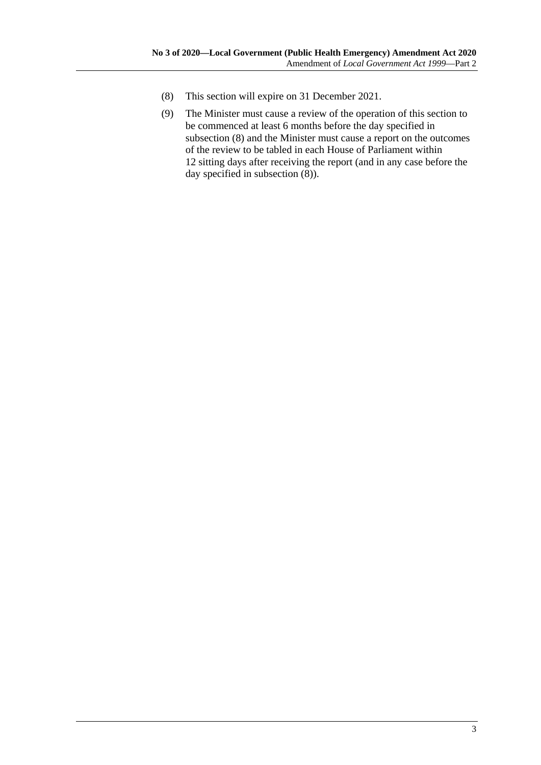(8) This section will expire on 31 December 2021.

(9) The Minister must cause a review of the operation of this section to be commenced at least 6 months before the day specified in subsection (8) and the Minister must cause a report on the outcomes of the review to be tabled in each House of Parliament within 12 sitting days after receiving the report (and in any case before the day specified in subsection (8)).